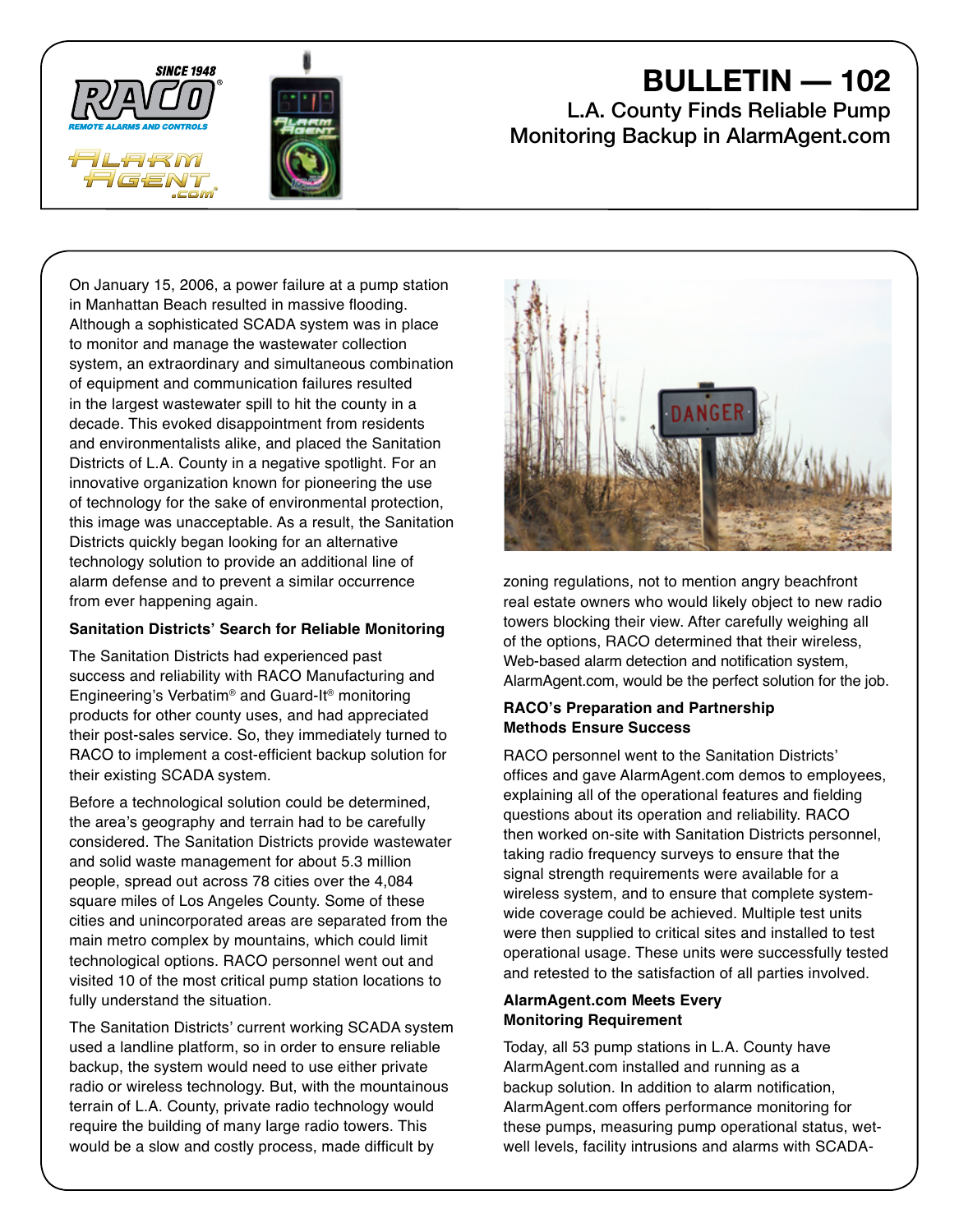# BULLETIN — 102

## L.A. County Finds Reliable Pump Monitoring Backup in AlarmAgent.com

On January 15, 2006, a power failure at a pump station in Manhattan Beach resulted in massive flooding. Although a sophisticated SCADA system was in place to monitor and manage the wastewater collection system, an extraordinary and simultaneous combination of equipment and communication failures resulted in the largest wastewater spill to hit the county in a decade. This evoked disappointment from residents and environmentalists alike, and placed the Sanitation Districts of L.A. County in a negative spotlight. For an innovative organization known for pioneering the use of technology for the sake of environmental protection, this image was unacceptable. As a result, the Sanitation Districts quickly began looking for an alternative technology solution to provide an additional line of alarm defense and to prevent a similar occurrence from ever happening again.

**Sanitation Districts' Search for Reliable Monitoring**

The Sanitation Districts had experienced past success and reliability with RACO Manufacturing and Engineering's Verbatim® and Guard-It® monitoring products for other county uses, and had appreciated their post-sales service. So, they immediately turned to RACO to implement a cost-efficient backup solution for their existing SCADA system.

Before a technological solution could be determined, the area's geography and terrain had to be carefully considered. The Sanitation Districts provide wastewater and solid waste management for about 5.3 million people, spread out across 78 cities over the 4,084 square miles of Los Angeles County. Some of these cities and unincorporated areas are separated from the main metro complex by mountains, which could limit technological options. RACO personnel went out and visited 10 of the most critical pump station locations to fully understand the situation.

The Sanitation Districts' current working SCADA system used a landline platform, so in order to ensure reliable backup, the system would need to use either private radio or wireless technology. But, with the mountainous terrain of L.A. County, private radio technology would require the building of many large radio towers. This would be a slow and costly process, made difficult by zoning regulations, not to mention angry beachfront real estate owners who would likely object to new radio towers blocking their view. After carefully weighing all of the options, RACO determined that their wireless, Web-based alarm detection and notification system, AlarmAgent.com, would be the perfect solution for the job.

**RACO's Preparation and Partnership Methods Ensure Success**

RACO personnel went to the Sanitation Districts' offices and gave AlarmAgent.com demos to employees, explaining all of the operational features and fielding questions about its operation and reliability. RACO then worked on-site with Sanitation Districts personnel, taking radio frequency surveys to ensure that the signal strength requirements were available for a wireless system, and to ensure that complete system-wide coverage could be achieved. Multiple test units were then supplied to critical sites and installed to test operational usage. These units were successfully tested and retested to the satisfaction of all parties involved.

**AlarmAgent.com Meets Every Monitoring Requirement**

Today, all 53 pump stations in L.A. County have AlarmAgent.com installed and running as a backup solution. In addition to alarm notification, AlarmAgent.com offers performance monitoring for these pumps, measuring pump operational status, wet-well levels, facility intrusions and alarms with SCADA-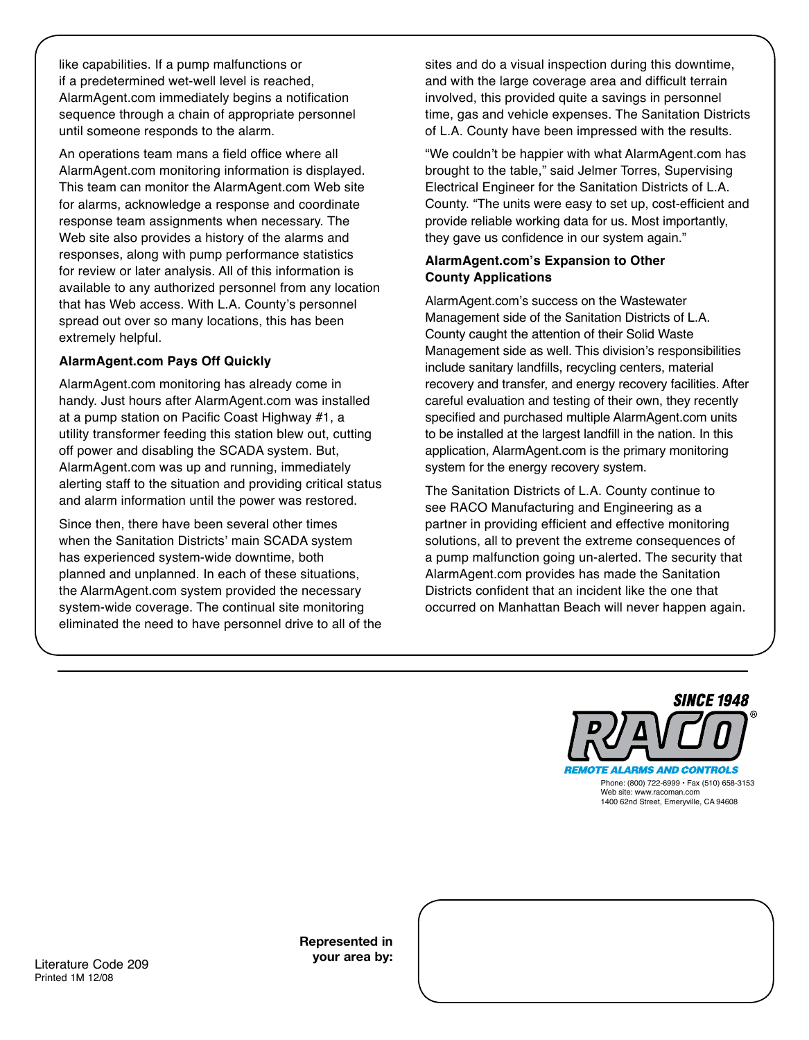like capabilities. If a pump malfunctions or if a predetermined wet-well level is reached, AlarmAgent.com immediately begins a notification sequence through a chain of appropriate personnel until someone responds to the alarm.

An operations team mans a field office where all AlarmAgent.com monitoring information is displayed. This team can monitor the AlarmAgent.com Web site for alarms, acknowledge a response and coordinate response team assignments when necessary. The Web site also provides a history of the alarms and responses, along with pump performance statistics for review or later analysis. All of this information is available to any authorized personnel from any location that has Web access. With L.A. County's personnel spread out over so many locations, this has been extremely helpful.

**AlarmAgent.com Pays Off Quickly**

AlarmAgent.com monitoring has already come in handy. Just hours after AlarmAgent.com was installed at a pump station on Pacific Coast Highway #1, a utility transformer feeding this station blew out, cutting off power and disabling the SCADA system. But, AlarmAgent.com was up and running, immediately alerting staff to the situation and providing critical status and alarm information until the power was restored.

Since then, there have been several other times when the Sanitation Districts' main SCADA system has experienced system-wide downtime, both planned and unplanned. In each of these situations, the AlarmAgent.com system provided the necessary system-wide coverage. The continual site monitoring eliminated the need to have personnel drive to all of the sites and do a visual inspection during this downtime, and with the large coverage area and difficult terrain involved, this provided quite a savings in personnel time, gas and vehicle expenses. The Sanitation Districts of L.A. County have been impressed with the results.

"We couldn't be happier with what AlarmAgent.com has brought to the table," said Jelmer Torres, Supervising Electrical Engineer for the Sanitation Districts of L.A. County. "The units were easy to set up, cost-efficient and provide reliable working data for us. Most importantly, they gave us confidence in our system again."

**AlarmAgent.com's Expansion to Other County Applications**

AlarmAgent.com's success on the Wastewater Management side of the Sanitation Districts of L.A. County caught the attention of their Solid Waste Management side as well. This division's responsibilities include sanitary landfills, recycling centers, material recovery and transfer, and energy recovery facilities. After careful evaluation and testing of their own, they recently specified and purchased multiple AlarmAgent.com units to be installed at the largest landfill in the nation. In this application, AlarmAgent.com is the primary monitoring system for the energy recovery system.

The Sanitation Districts of L.A. County continue to see RACO Manufacturing and Engineering as a partner in providing efficient and effective monitoring solutions, all to prevent the extreme consequences of a pump malfunction going un-alerted. The security that AlarmAgent.com provides has made the Sanitation Districts confident that an incident like the one that occurred on Manhattan Beach will never happen again.

SINCE 1948

RACO®

REMOTE ALARMS AND CONTROLS

Phone: (800) 722-6999 • Fax (510) 658-3153
Web site: www.racoman.com
1400 62nd Street, Emeryville, CA 94608

Literature Code 209
Printed 1M 12/08

**Represented in your area by:**